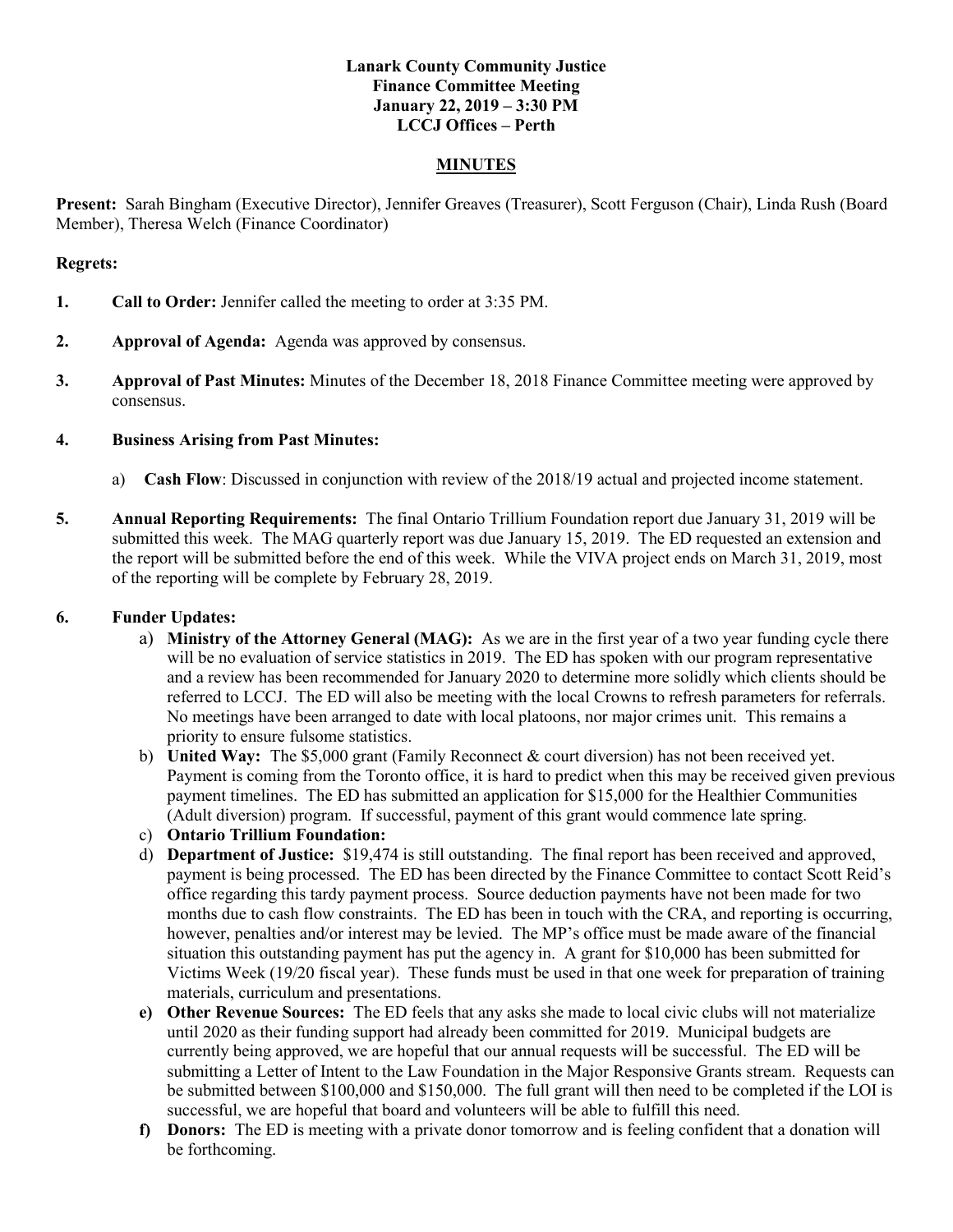**Lanark County Community Justice**
**Finance Committee Meeting**
**January 22, 2019 – 3:30 PM**
**LCCJ Offices – Perth**

## MINUTES

**Present:** Sarah Bingham (Executive Director), Jennifer Greaves (Treasurer), Scott Ferguson (Chair), Linda Rush (Board Member), Theresa Welch (Finance Coordinator)

**Regrets:**

1. **Call to Order:** Jennifer called the meeting to order at 3:35 PM.

2. **Approval of Agenda:** Agenda was approved by consensus.

3. **Approval of Past Minutes:** Minutes of the December 18, 2018 Finance Committee meeting were approved by consensus.

4. **Business Arising from Past Minutes:**

   a) **Cash Flow**: Discussed in conjunction with review of the 2018/19 actual and projected income statement.

5. **Annual Reporting Requirements:** The final Ontario Trillium Foundation report due January 31, 2019 will be submitted this week. The MAG quarterly report was due January 15, 2019. The ED requested an extension and the report will be submitted before the end of this week. While the VIVA project ends on March 31, 2019, most of the reporting will be complete by February 28, 2019.

6. **Funder Updates:**

   a) **Ministry of the Attorney General (MAG):** As we are in the first year of a two year funding cycle there will be no evaluation of service statistics in 2019. The ED has spoken with our program representative and a review has been recommended for January 2020 to determine more solidly which clients should be referred to LCCJ. The ED will also be meeting with the local Crowns to refresh parameters for referrals. No meetings have been arranged to date with local platoons, nor major crimes unit. This remains a priority to ensure fulsome statistics.

   b) **United Way:** The $5,000 grant (Family Reconnect & court diversion) has not been received yet. Payment is coming from the Toronto office, it is hard to predict when this may be received given previous payment timelines. The ED has submitted an application for $15,000 for the Healthier Communities (Adult diversion) program. If successful, payment of this grant would commence late spring.

   c) **Ontario Trillium Foundation:**

   d) **Department of Justice:** $19,474 is still outstanding. The final report has been received and approved, payment is being processed. The ED has been directed by the Finance Committee to contact Scott Reid's office regarding this tardy payment process. Source deduction payments have not been made for two months due to cash flow constraints. The ED has been in touch with the CRA, and reporting is occurring, however, penalties and/or interest may be levied. The MP's office must be made aware of the financial situation this outstanding payment has put the agency in. A grant for $10,000 has been submitted for Victims Week (19/20 fiscal year). These funds must be used in that one week for preparation of training materials, curriculum and presentations.

   e) **Other Revenue Sources:** The ED feels that any asks she made to local civic clubs will not materialize until 2020 as their funding support had already been committed for 2019. Municipal budgets are currently being approved, we are hopeful that our annual requests will be successful. The ED will be submitting a Letter of Intent to the Law Foundation in the Major Responsive Grants stream. Requests can be submitted between $100,000 and $150,000. The full grant will then need to be completed if the LOI is successful, we are hopeful that board and volunteers will be able to fulfill this need.

   f) **Donors:** The ED is meeting with a private donor tomorrow and is feeling confident that a donation will be forthcoming.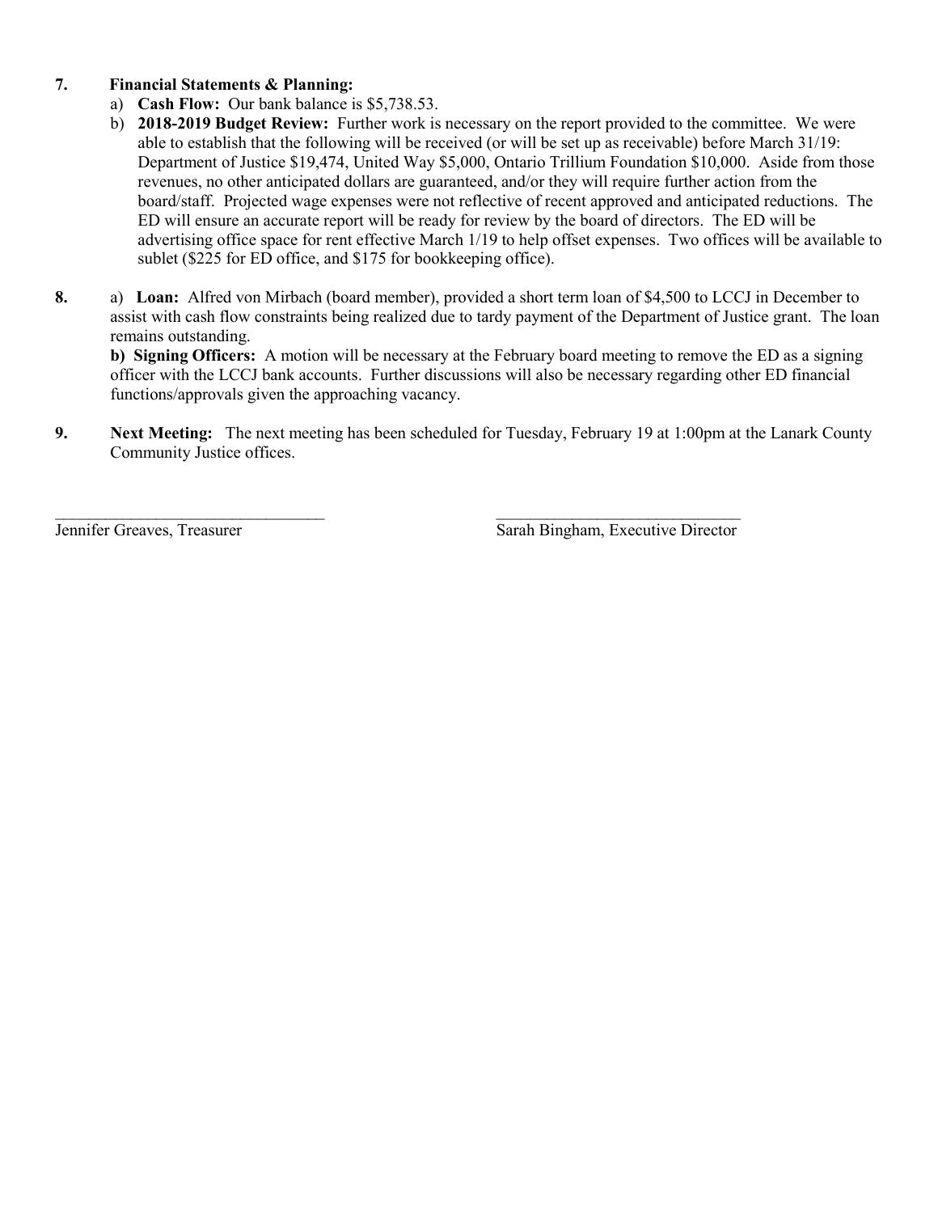7. **Financial Statements & Planning:**
   a) **Cash Flow:** Our bank balance is $5,738.53.
   b) **2018-2019 Budget Review:** Further work is necessary on the report provided to the committee. We were able to establish that the following will be received (or will be set up as receivable) before March 31/19: Department of Justice $19,474, United Way $5,000, Ontario Trillium Foundation $10,000. Aside from those revenues, no other anticipated dollars are guaranteed, and/or they will require further action from the board/staff. Projected wage expenses were not reflective of recent approved and anticipated reductions. The ED will ensure an accurate report will be ready for review by the board of directors. The ED will be advertising office space for rent effective March 1/19 to help offset expenses. Two offices will be available to sublet ($225 for ED office, and $175 for bookkeeping office).

8. a) **Loan:** Alfred von Mirbach (board member), provided a short term loan of $4,500 to LCCJ in December to assist with cash flow constraints being realized due to tardy payment of the Department of Justice grant. The loan remains outstanding.
   **b) Signing Officers:** A motion will be necessary at the February board meeting to remove the ED as a signing officer with the LCCJ bank accounts. Further discussions will also be necessary regarding other ED financial functions/approvals given the approaching vacancy.

9. **Next Meeting:** The next meeting has been scheduled for Tuesday, February 19 at 1:00pm at the Lanark County Community Justice offices.

________________________________ ________________________________

Jennifer Greaves, Treasurer Sarah Bingham, Executive Director